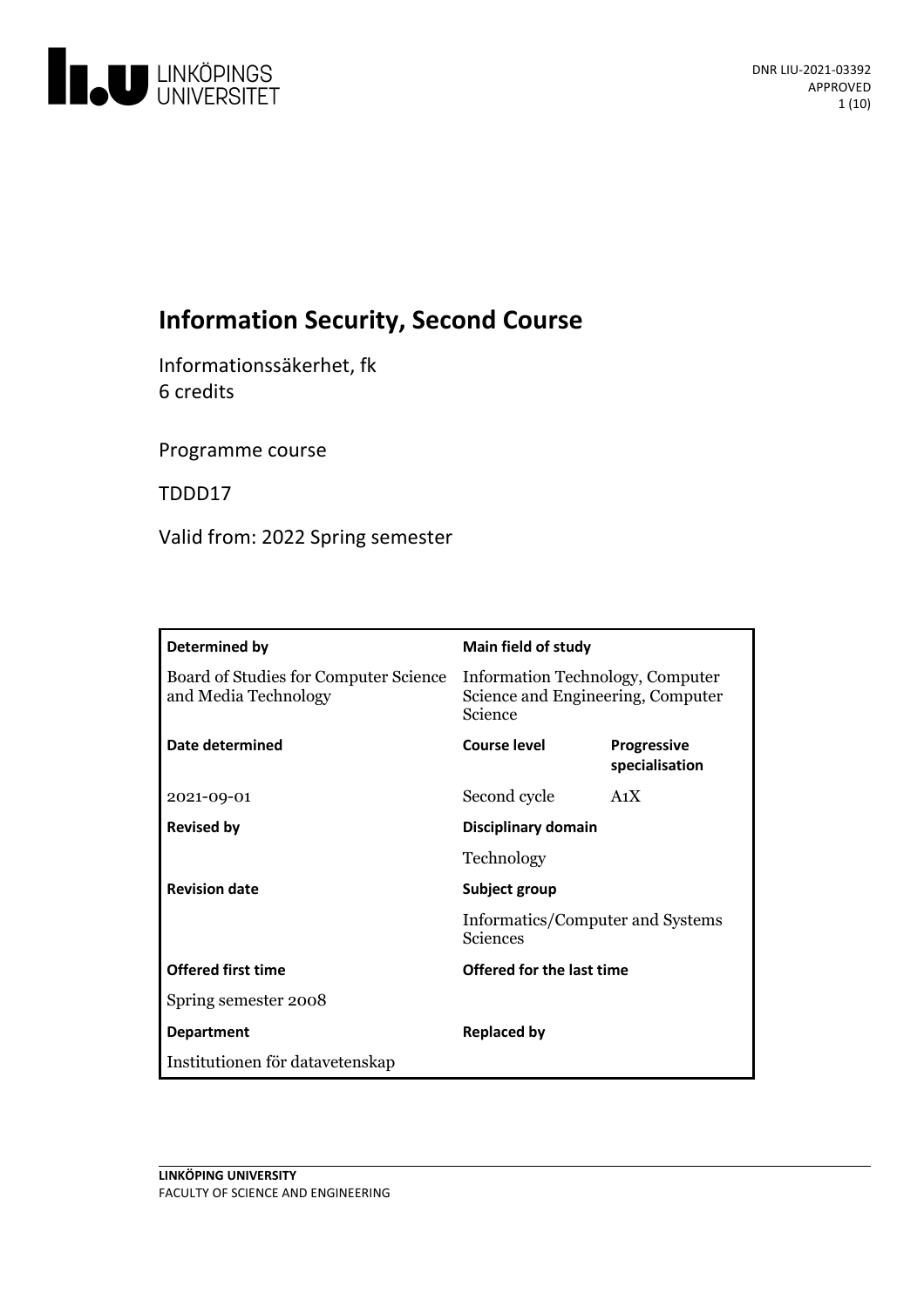DNR LIU-2021-03392
APPROVED

# Information Security, Second Course

Informationssäkerhet, fk
6 credits

Programme course

TDDD17

Valid from: 2022 Spring semester

| **Determined by** | **Main field of study** | |
|---|---|---|
| Board of Studies for Computer Science and Media Technology | Information Technology, Computer Science and Engineering, Computer Science | |
| **Date determined** | **Course level** | **Progressive specialisation** |
| 2021-09-01 | Second cycle | A1X |
| **Revised by** | **Disciplinary domain** | |
| | Technology | |
| **Revision date** | **Subject group** | |
| | Informatics/Computer and Systems Sciences | |
| **Offered first time** | **Offered for the last time** | |
| Spring semester 2008 | | |
| **Department** | **Replaced by** | |
| Institutionen för datavetenskap | | |

**LINKÖPING UNIVERSITY**
FACULTY OF SCIENCE AND ENGINEERING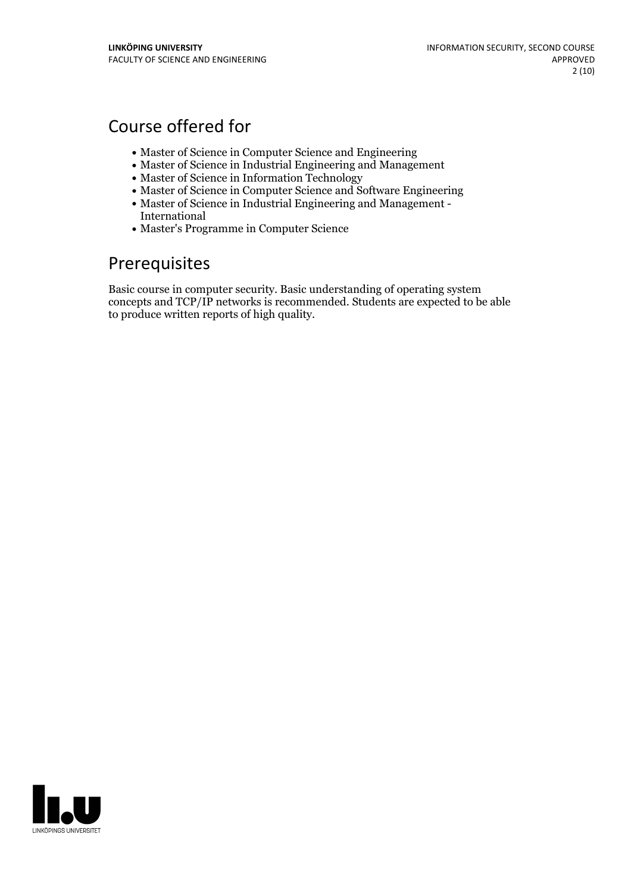## Course offered for

- Master of Science in Computer Science and Engineering
- Master of Science in Industrial Engineering and Management
- Master of Science in Information Technology
- Master of Science in Computer Science and Software Engineering
- Master of Science in Industrial Engineering and Management - International
- Master's Programme in Computer Science

## Prerequisites

Basic course in computer security. Basic understanding of operating system concepts and TCP/IP networks is recommended. Students are expected to be able to produce written reports of high quality.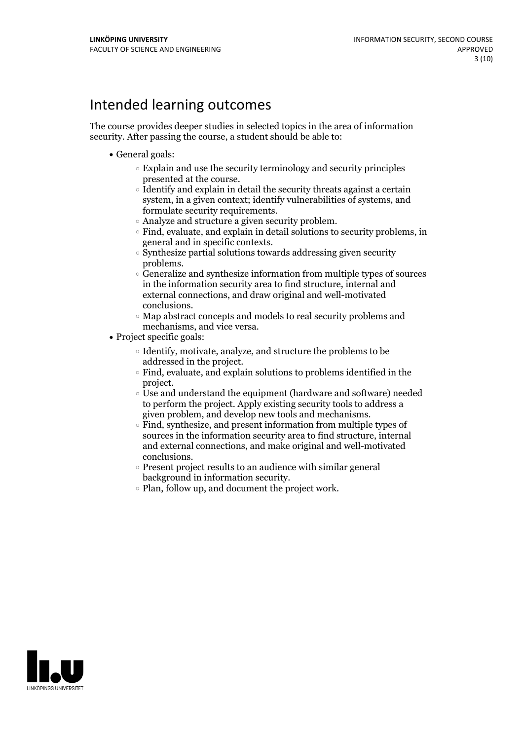# Intended learning outcomes

The course provides deeper studies in selected topics in the area of information security. After passing the course, a student should be able to:

- General goals:
  - Explain and use the security terminology and security principles presented at the course.
  - Identify and explain in detail the security threats against a certain system, in a given context; identify vulnerabilities of systems, and formulate security requirements.
  - Analyze and structure a given security problem.
  - Find, evaluate, and explain in detail solutions to security problems, in general and in specific contexts.
  - Synthesize partial solutions towards addressing given security problems.
  - Generalize and synthesize information from multiple types of sources in the information security area to find structure, internal and external connections, and draw original and well-motivated conclusions.
  - Map abstract concepts and models to real security problems and mechanisms, and vice versa.
- Project specific goals:
  - Identify, motivate, analyze, and structure the problems to be addressed in the project.
  - Find, evaluate, and explain solutions to problems identified in the project.
  - Use and understand the equipment (hardware and software) needed to perform the project. Apply existing security tools to address a given problem, and develop new tools and mechanisms.
  - Find, synthesize, and present information from multiple types of sources in the information security area to find structure, internal and external connections, and make original and well-motivated conclusions.
  - Present project results to an audience with similar general background in information security.
  - Plan, follow up, and document the project work.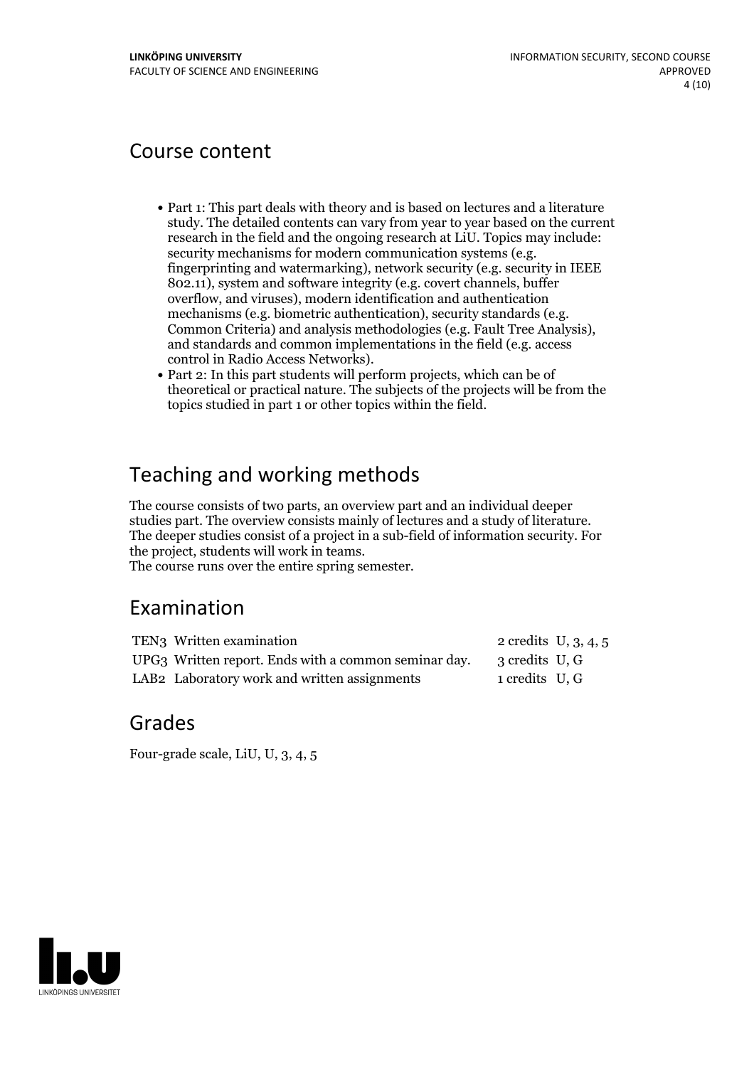## Course content

- Part 1: This part deals with theory and is based on lectures and a literature study. The detailed contents can vary from year to year based on the current research in the field and the ongoing research at LiU. Topics may include: security mechanisms for modern communication systems (e.g. fingerprinting and watermarking), network security (e.g. security in IEEE 802.11), system and software integrity (e.g. covert channels, buffer overflow, and viruses), modern identification and authentication mechanisms (e.g. biometric authentication), security standards (e.g. Common Criteria) and analysis methodologies (e.g. Fault Tree Analysis), and standards and common implementations in the field (e.g. access control in Radio Access Networks).
- Part 2: In this part students will perform projects, which can be of theoretical or practical nature. The subjects of the projects will be from the topics studied in part 1 or other topics within the field.

## Teaching and working methods

The course consists of two parts, an overview part and an individual deeper studies part. The overview consists mainly of lectures and a study of literature. The deeper studies consist of a project in a sub-field of information security. For the project, students will work in teams.
The course runs over the entire spring semester.

## Examination

| | | | |
|---|---|---|---|
| TEN3 | Written examination | 2 credits | U, 3, 4, 5 |
| UPG3 | Written report. Ends with a common seminar day. | 3 credits | U, G |
| LAB2 | Laboratory work and written assignments | 1 credits | U, G |

## Grades

Four-grade scale, LiU, U, 3, 4, 5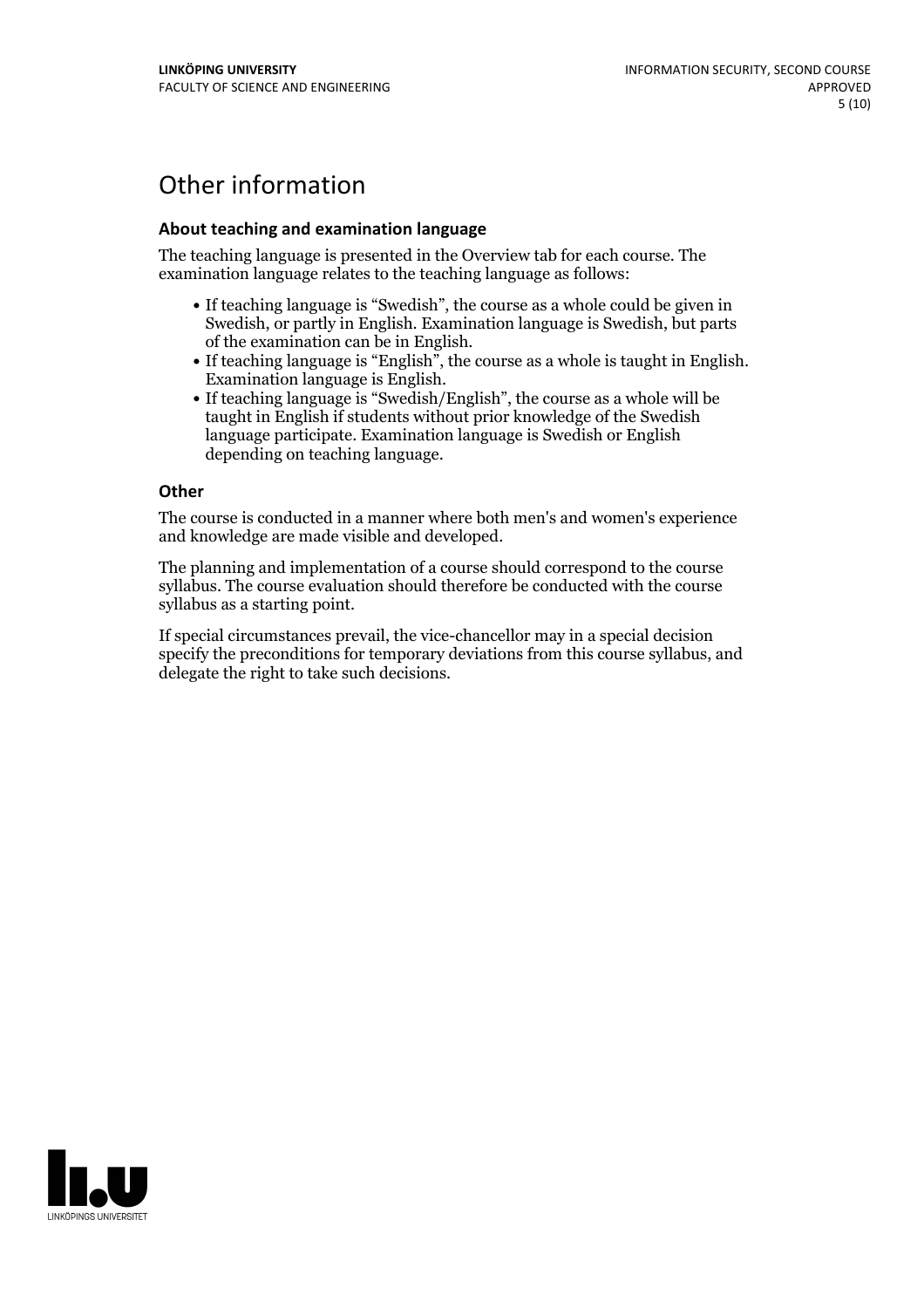# Other information

### About teaching and examination language

The teaching language is presented in the Overview tab for each course. The examination language relates to the teaching language as follows:

- If teaching language is "Swedish", the course as a whole could be given in Swedish, or partly in English. Examination language is Swedish, but parts of the examination can be in English.
- If teaching language is "English", the course as a whole is taught in English. Examination language is English.
- If teaching language is "Swedish/English", the course as a whole will be taught in English if students without prior knowledge of the Swedish language participate. Examination language is Swedish or English depending on teaching language.

### Other

The course is conducted in a manner where both men's and women's experience and knowledge are made visible and developed.

The planning and implementation of a course should correspond to the course syllabus. The course evaluation should therefore be conducted with the course syllabus as a starting point.

If special circumstances prevail, the vice-chancellor may in a special decision specify the preconditions for temporary deviations from this course syllabus, and delegate the right to take such decisions.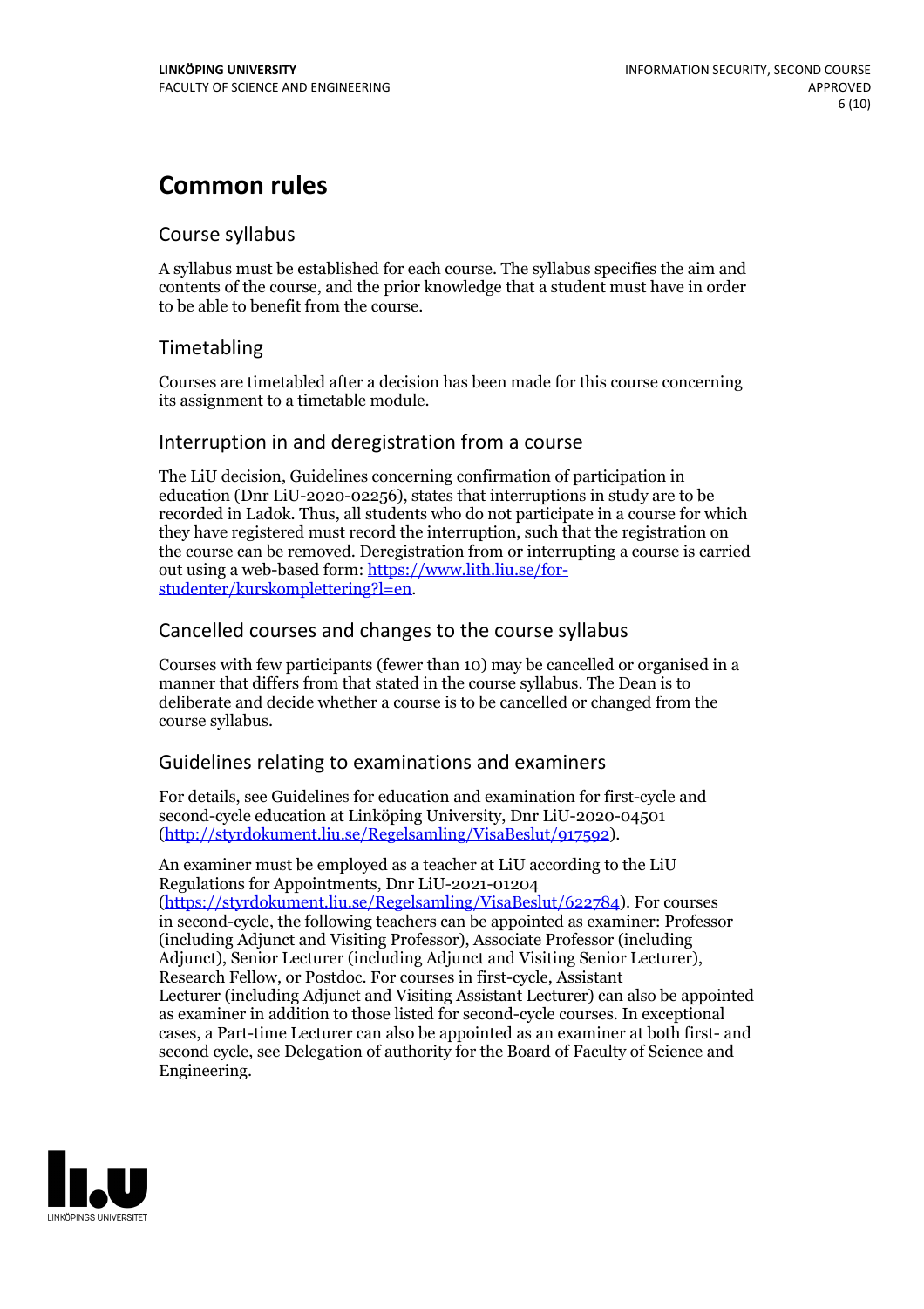# Common rules

## Course syllabus

A syllabus must be established for each course. The syllabus specifies the aim and contents of the course, and the prior knowledge that a student must have in order to be able to benefit from the course.

## Timetabling

Courses are timetabled after a decision has been made for this course concerning its assignment to a timetable module.

## Interruption in and deregistration from a course

The LiU decision, Guidelines concerning confirmation of participation in education (Dnr LiU-2020-02256), states that interruptions in study are to be recorded in Ladok. Thus, all students who do not participate in a course for which they have registered must record the interruption, such that the registration on the course can be removed. Deregistration from or interrupting a course is carried out using a web-based form: [https://www.lith.liu.se/for-studenter/kurskomplettering?l=en](https://www.lith.liu.se/for-studenter/kurskomplettering?l=en).

## Cancelled courses and changes to the course syllabus

Courses with few participants (fewer than 10) may be cancelled or organised in a manner that differs from that stated in the course syllabus. The Dean is to deliberate and decide whether a course is to be cancelled or changed from the course syllabus.

## Guidelines relating to examinations and examiners

For details, see Guidelines for education and examination for first-cycle and second-cycle education at Linköping University, Dnr LiU-2020-04501 ([http://styrdokument.liu.se/Regelsamling/VisaBeslut/917592](http://styrdokument.liu.se/Regelsamling/VisaBeslut/917592)).

An examiner must be employed as a teacher at LiU according to the LiU Regulations for Appointments, Dnr LiU-2021-01204 ([https://styrdokument.liu.se/Regelsamling/VisaBeslut/622784](https://styrdokument.liu.se/Regelsamling/VisaBeslut/622784)). For courses in second-cycle, the following teachers can be appointed as examiner: Professor (including Adjunct and Visiting Professor), Associate Professor (including Adjunct), Senior Lecturer (including Adjunct and Visiting Senior Lecturer), Research Fellow, or Postdoc. For courses in first-cycle, Assistant Lecturer (including Adjunct and Visiting Assistant Lecturer) can also be appointed as examiner in addition to those listed for second-cycle courses. In exceptional cases, a Part-time Lecturer can also be appointed as an examiner at both first- and second cycle, see Delegation of authority for the Board of Faculty of Science and Engineering.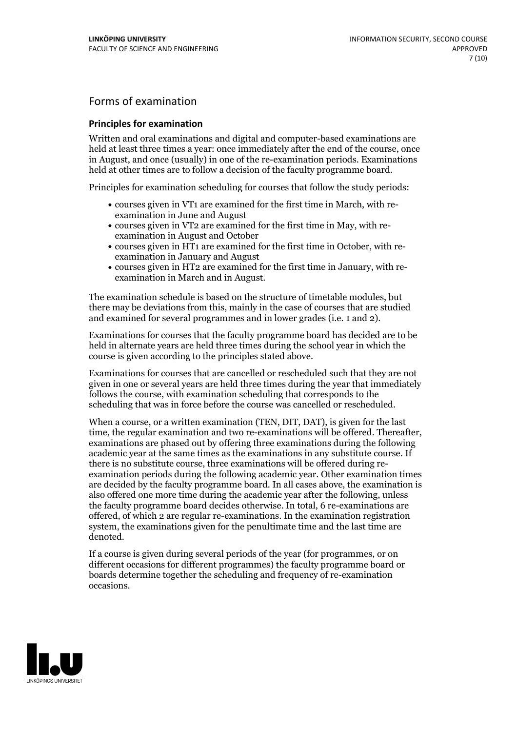## Forms of examination

### Principles for examination

Written and oral examinations and digital and computer-based examinations are held at least three times a year: once immediately after the end of the course, once in August, and once (usually) in one of the re-examination periods. Examinations held at other times are to follow a decision of the faculty programme board.

Principles for examination scheduling for courses that follow the study periods:

- courses given in VT1 are examined for the first time in March, with re-examination in June and August
- courses given in VT2 are examined for the first time in May, with re-examination in August and October
- courses given in HT1 are examined for the first time in October, with re-examination in January and August
- courses given in HT2 are examined for the first time in January, with re-examination in March and in August.

The examination schedule is based on the structure of timetable modules, but there may be deviations from this, mainly in the case of courses that are studied and examined for several programmes and in lower grades (i.e. 1 and 2).

Examinations for courses that the faculty programme board has decided are to be held in alternate years are held three times during the school year in which the course is given according to the principles stated above.

Examinations for courses that are cancelled or rescheduled such that they are not given in one or several years are held three times during the year that immediately follows the course, with examination scheduling that corresponds to the scheduling that was in force before the course was cancelled or rescheduled.

When a course, or a written examination (TEN, DIT, DAT), is given for the last time, the regular examination and two re-examinations will be offered. Thereafter, examinations are phased out by offering three examinations during the following academic year at the same times as the examinations in any substitute course. If there is no substitute course, three examinations will be offered during re-examination periods during the following academic year. Other examination times are decided by the faculty programme board. In all cases above, the examination is also offered one more time during the academic year after the following, unless the faculty programme board decides otherwise. In total, 6 re-examinations are offered, of which 2 are regular re-examinations. In the examination registration system, the examinations given for the penultimate time and the last time are denoted.

If a course is given during several periods of the year (for programmes, or on different occasions for different programmes) the faculty programme board or boards determine together the scheduling and frequency of re-examination occasions.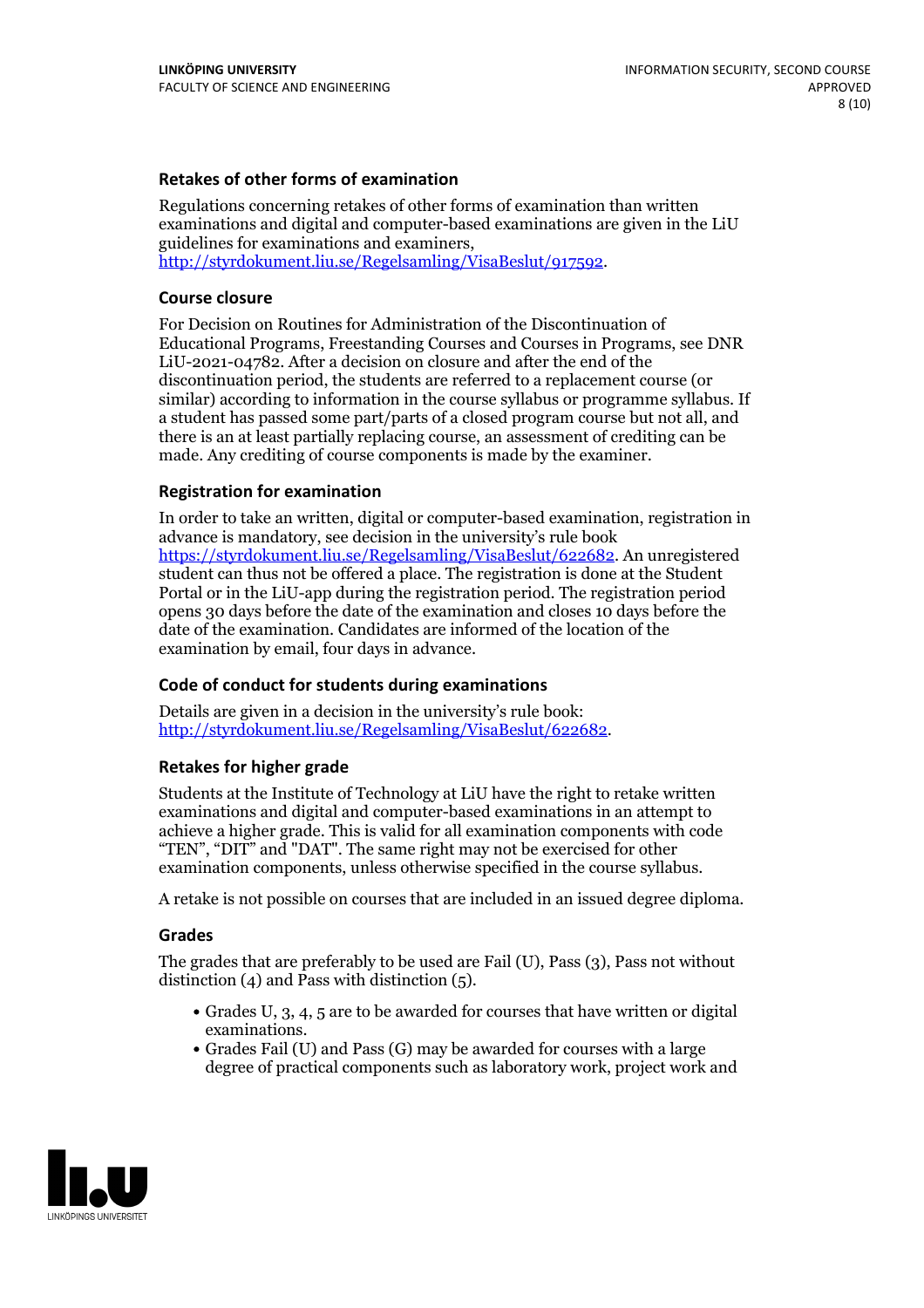### Retakes of other forms of examination

Regulations concerning retakes of other forms of examination than written examinations and digital and computer-based examinations are given in the LiU guidelines for examinations and examiners, http://styrdokument.liu.se/Regelsamling/VisaBeslut/917592.

### Course closure

For Decision on Routines for Administration of the Discontinuation of Educational Programs, Freestanding Courses and Courses in Programs, see DNR LiU-2021-04782. After a decision on closure and after the end of the discontinuation period, the students are referred to a replacement course (or similar) according to information in the course syllabus or programme syllabus. If a student has passed some part/parts of a closed program course but not all, and there is an at least partially replacing course, an assessment of crediting can be made. Any crediting of course components is made by the examiner.

### Registration for examination

In order to take an written, digital or computer-based examination, registration in advance is mandatory, see decision in the university's rule book https://styrdokument.liu.se/Regelsamling/VisaBeslut/622682. An unregistered student can thus not be offered a place. The registration is done at the Student Portal or in the LiU-app during the registration period. The registration period opens 30 days before the date of the examination and closes 10 days before the date of the examination. Candidates are informed of the location of the examination by email, four days in advance.

### Code of conduct for students during examinations

Details are given in a decision in the university's rule book: http://styrdokument.liu.se/Regelsamling/VisaBeslut/622682.

### Retakes for higher grade

Students at the Institute of Technology at LiU have the right to retake written examinations and digital and computer-based examinations in an attempt to achieve a higher grade. This is valid for all examination components with code "TEN", "DIT" and "DAT". The same right may not be exercised for other examination components, unless otherwise specified in the course syllabus.

A retake is not possible on courses that are included in an issued degree diploma.

### Grades

The grades that are preferably to be used are Fail (U), Pass (3), Pass not without distinction (4) and Pass with distinction (5).

- Grades U, 3, 4, 5 are to be awarded for courses that have written or digital examinations.
- Grades Fail (U) and Pass (G) may be awarded for courses with a large degree of practical components such as laboratory work, project work and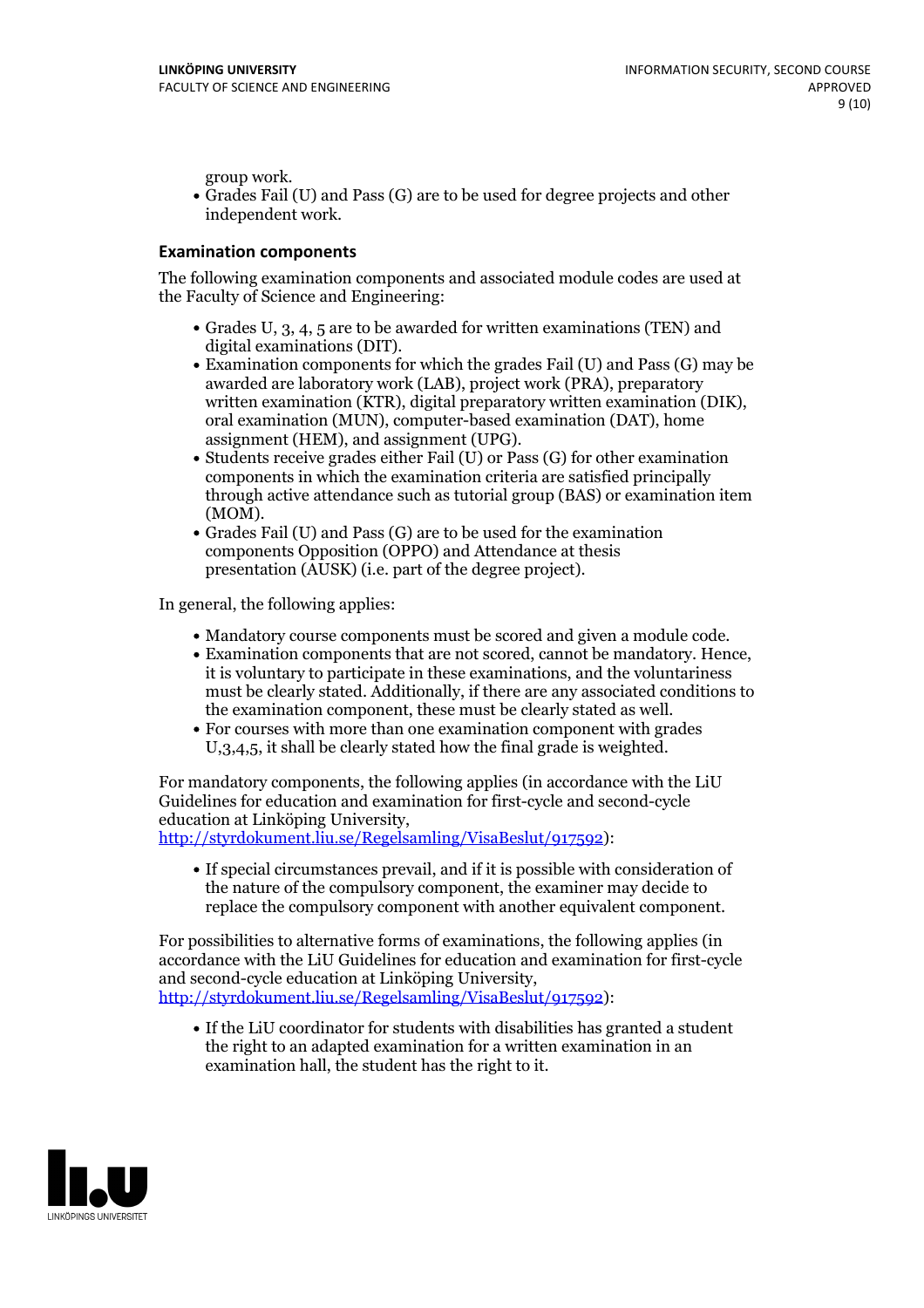group work.

- Grades Fail (U) and Pass (G) are to be used for degree projects and other independent work.

### Examination components

The following examination components and associated module codes are used at the Faculty of Science and Engineering:

- Grades U, 3, 4, 5 are to be awarded for written examinations (TEN) and digital examinations (DIT).
- Examination components for which the grades Fail (U) and Pass (G) may be awarded are laboratory work (LAB), project work (PRA), preparatory written examination (KTR), digital preparatory written examination (DIK), oral examination (MUN), computer-based examination (DAT), home assignment (HEM), and assignment (UPG).
- Students receive grades either Fail (U) or Pass (G) for other examination components in which the examination criteria are satisfied principally through active attendance such as tutorial group (BAS) or examination item (MOM).
- Grades Fail (U) and Pass (G) are to be used for the examination components Opposition (OPPO) and Attendance at thesis presentation (AUSK) (i.e. part of the degree project).

In general, the following applies:

- Mandatory course components must be scored and given a module code.
- Examination components that are not scored, cannot be mandatory. Hence, it is voluntary to participate in these examinations, and the voluntariness must be clearly stated. Additionally, if there are any associated conditions to the examination component, these must be clearly stated as well.
- For courses with more than one examination component with grades U,3,4,5, it shall be clearly stated how the final grade is weighted.

For mandatory components, the following applies (in accordance with the LiU Guidelines for education and examination for first-cycle and second-cycle education at Linköping University, http://styrdokument.liu.se/Regelsamling/VisaBeslut/917592):

- If special circumstances prevail, and if it is possible with consideration of the nature of the compulsory component, the examiner may decide to replace the compulsory component with another equivalent component.

For possibilities to alternative forms of examinations, the following applies (in accordance with the LiU Guidelines for education and examination for first-cycle and second-cycle education at Linköping University, http://styrdokument.liu.se/Regelsamling/VisaBeslut/917592):

- If the LiU coordinator for students with disabilities has granted a student the right to an adapted examination for a written examination in an examination hall, the student has the right to it.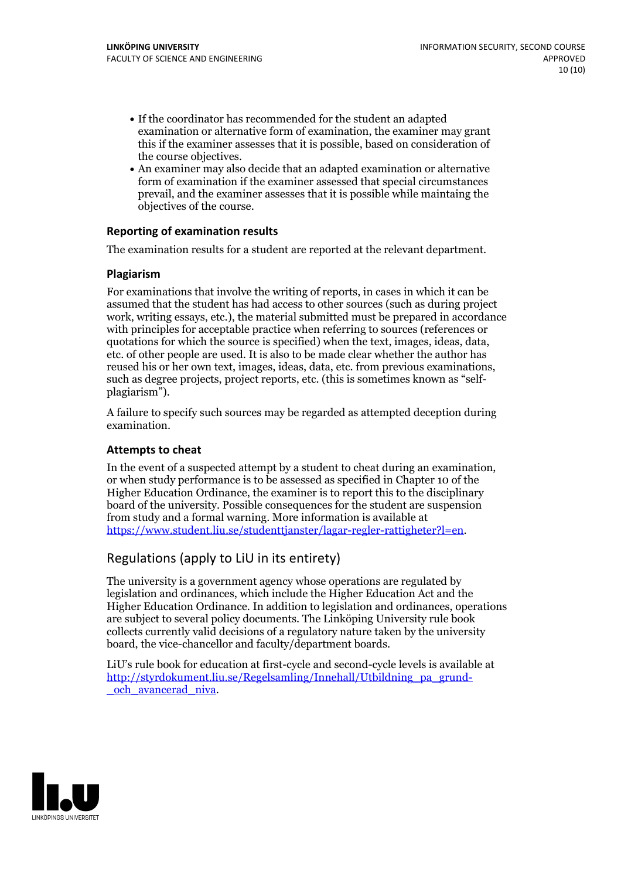- If the coordinator has recommended for the student an adapted examination or alternative form of examination, the examiner may grant this if the examiner assesses that it is possible, based on consideration of the course objectives.
- An examiner may also decide that an adapted examination or alternative form of examination if the examiner assessed that special circumstances prevail, and the examiner assesses that it is possible while maintaing the objectives of the course.

### Reporting of examination results

The examination results for a student are reported at the relevant department.

### Plagiarism

For examinations that involve the writing of reports, in cases in which it can be assumed that the student has had access to other sources (such as during project work, writing essays, etc.), the material submitted must be prepared in accordance with principles for acceptable practice when referring to sources (references or quotations for which the source is specified) when the text, images, ideas, data, etc. of other people are used. It is also to be made clear whether the author has reused his or her own text, images, ideas, data, etc. from previous examinations, such as degree projects, project reports, etc. (this is sometimes known as "self-plagiarism").

A failure to specify such sources may be regarded as attempted deception during examination.

### Attempts to cheat

In the event of a suspected attempt by a student to cheat during an examination, or when study performance is to be assessed as specified in Chapter 10 of the Higher Education Ordinance, the examiner is to report this to the disciplinary board of the university. Possible consequences for the student are suspension from study and a formal warning. More information is available at https://www.student.liu.se/studenttjanster/lagar-regler-rattigheter?l=en.

## Regulations (apply to LiU in its entirety)

The university is a government agency whose operations are regulated by legislation and ordinances, which include the Higher Education Act and the Higher Education Ordinance. In addition to legislation and ordinances, operations are subject to several policy documents. The Linköping University rule book collects currently valid decisions of a regulatory nature taken by the university board, the vice-chancellor and faculty/department boards.

LiU's rule book for education at first-cycle and second-cycle levels is available at http://styrdokument.liu.se/Regelsamling/Innehall/Utbildning_pa_grund-_och_avancerad_niva.